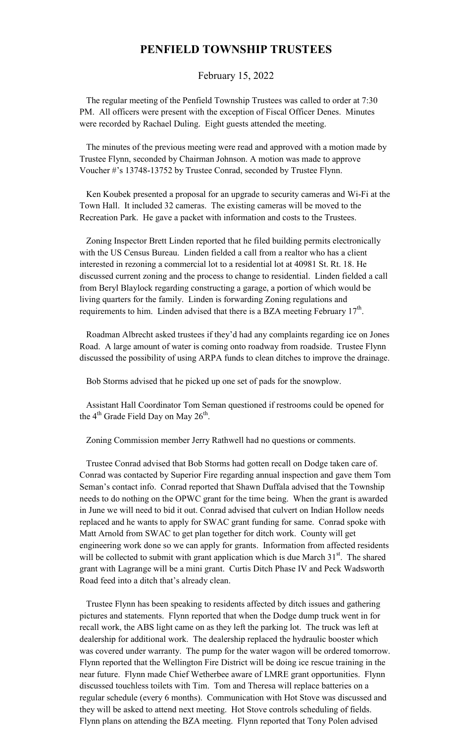# PENFIELD TOWNSHIP TRUSTEES

February 15, 2022

The regular meeting of the Penfield Township Trustees was called to order at 7:30 PM. All officers were present with the exception of Fiscal Officer Denes. Minutes were recorded by Rachael Duling. Eight guests attended the meeting.

The minutes of the previous meeting were read and approved with a motion made by Trustee Flynn, seconded by Chairman Johnson. A motion was made to approve Voucher #'s 13748-13752 by Trustee Conrad, seconded by Trustee Flynn.

Ken Koubek presented a proposal for an upgrade to security cameras and Wi-Fi at the Town Hall. It included 32 cameras. The existing cameras will be moved to the Recreation Park. He gave a packet with information and costs to the Trustees.

Zoning Inspector Brett Linden reported that he filed building permits electronically with the US Census Bureau. Linden fielded a call from a realtor who has a client interested in rezoning a commercial lot to a residential lot at 40981 St. Rt. 18. He discussed current zoning and the process to change to residential. Linden fielded a call from Beryl Blaylock regarding constructing a garage, a portion of which would be living quarters for the family. Linden is forwarding Zoning regulations and requirements to him. Linden advised that there is a BZA meeting February 17th.

Roadman Albrecht asked trustees if they'd had any complaints regarding ice on Jones Road. A large amount of water is coming onto roadway from roadside. Trustee Flynn discussed the possibility of using ARPA funds to clean ditches to improve the drainage.

Bob Storms advised that he picked up one set of pads for the snowplow.

Assistant Hall Coordinator Tom Seman questioned if restrooms could be opened for the 4th Grade Field Day on May 26th.

Zoning Commission member Jerry Rathwell had no questions or comments.

Trustee Conrad advised that Bob Storms had gotten recall on Dodge taken care of. Conrad was contacted by Superior Fire regarding annual inspection and gave them Tom Seman's contact info. Conrad reported that Shawn Duffala advised that the Township needs to do nothing on the OPWC grant for the time being. When the grant is awarded in June we will need to bid it out. Conrad advised that culvert on Indian Hollow needs replaced and he wants to apply for SWAC grant funding for same. Conrad spoke with Matt Arnold from SWAC to get plan together for ditch work. County will get engineering work done so we can apply for grants. Information from affected residents will be collected to submit with grant application which is due March 31st. The shared grant with Lagrange will be a mini grant. Curtis Ditch Phase IV and Peck Wadsworth Road feed into a ditch that's already clean.

Trustee Flynn has been speaking to residents affected by ditch issues and gathering pictures and statements. Flynn reported that when the Dodge dump truck went in for recall work, the ABS light came on as they left the parking lot. The truck was left at dealership for additional work. The dealership replaced the hydraulic booster which was covered under warranty. The pump for the water wagon will be ordered tomorrow. Flynn reported that the Wellington Fire District will be doing ice rescue training in the near future. Flynn made Chief Wetherbee aware of LMRE grant opportunities. Flynn discussed touchless toilets with Tim. Tom and Theresa will replace batteries on a regular schedule (every 6 months). Communication with Hot Stove was discussed and they will be asked to attend next meeting. Hot Stove controls scheduling of fields. Flynn plans on attending the BZA meeting. Flynn reported that Tony Polen advised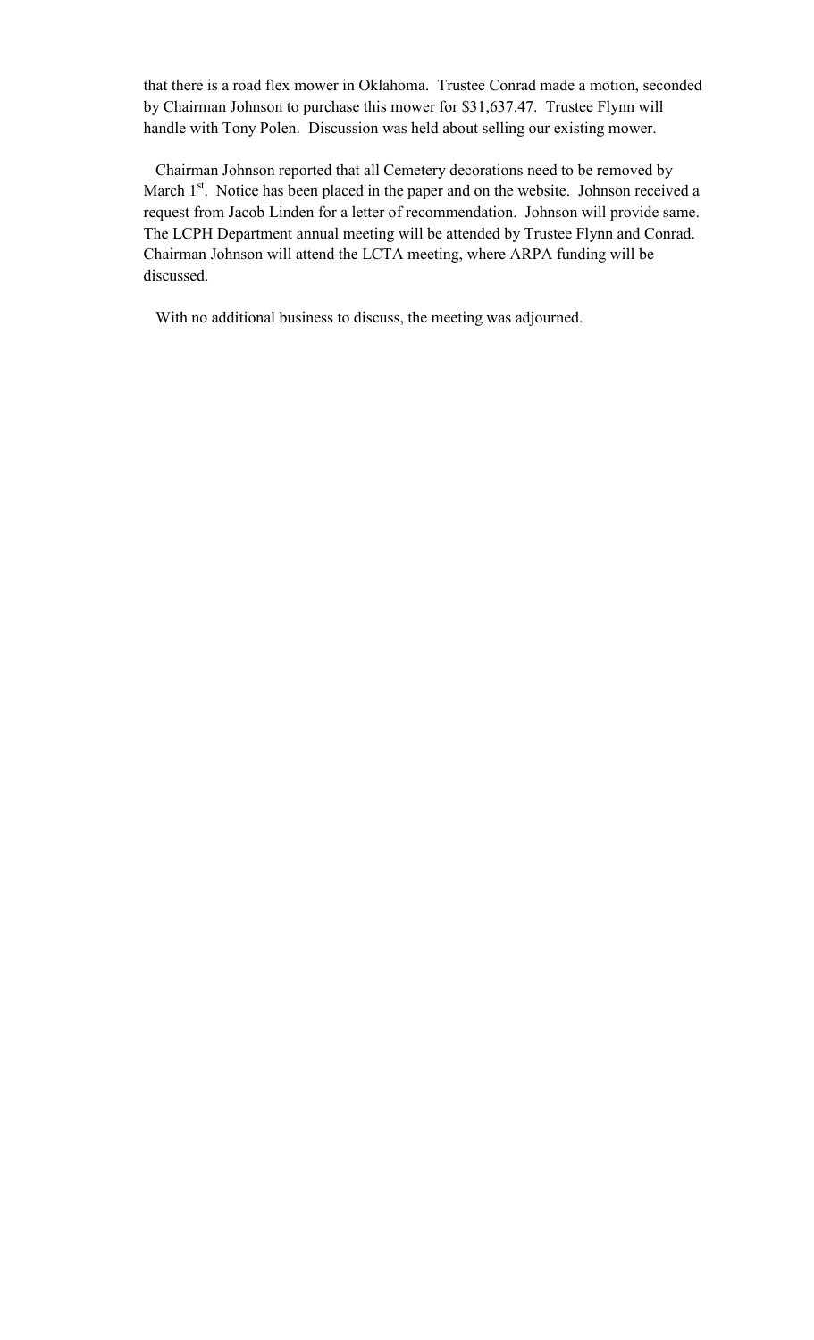that there is a road flex mower in Oklahoma. Trustee Conrad made a motion, seconded by Chairman Johnson to purchase this mower for $31,637.47. Trustee Flynn will handle with Tony Polen. Discussion was held about selling our existing mower.

Chairman Johnson reported that all Cemetery decorations need to be removed by March 1st. Notice has been placed in the paper and on the website. Johnson received a request from Jacob Linden for a letter of recommendation. Johnson will provide same. The LCPH Department annual meeting will be attended by Trustee Flynn and Conrad. Chairman Johnson will attend the LCTA meeting, where ARPA funding will be discussed.

With no additional business to discuss, the meeting was adjourned.